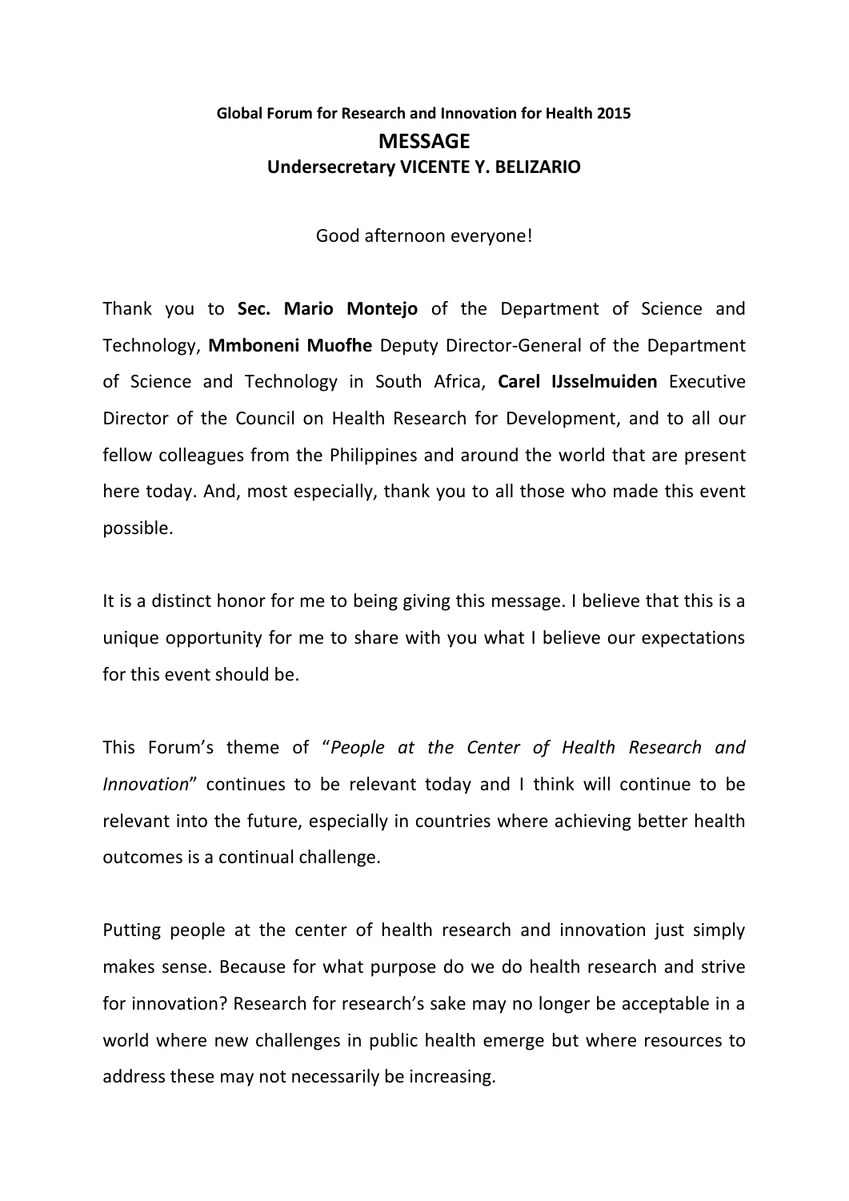**Global Forum for Research and Innovation for Health 2015**

# MESSAGE

**Undersecretary VICENTE Y. BELIZARIO**

Good afternoon everyone!

Thank you to **Sec. Mario Montejo** of the Department of Science and Technology, **Mmboneni Muofhe** Deputy Director-General of the Department of Science and Technology in South Africa, **Carel IJsselmuiden** Executive Director of the Council on Health Research for Development, and to all our fellow colleagues from the Philippines and around the world that are present here today. And, most especially, thank you to all those who made this event possible.

It is a distinct honor for me to being giving this message. I believe that this is a unique opportunity for me to share with you what I believe our expectations for this event should be.

This Forum's theme of "*People at the Center of Health Research and Innovation*" continues to be relevant today and I think will continue to be relevant into the future, especially in countries where achieving better health outcomes is a continual challenge.

Putting people at the center of health research and innovation just simply makes sense. Because for what purpose do we do health research and strive for innovation? Research for research's sake may no longer be acceptable in a world where new challenges in public health emerge but where resources to address these may not necessarily be increasing.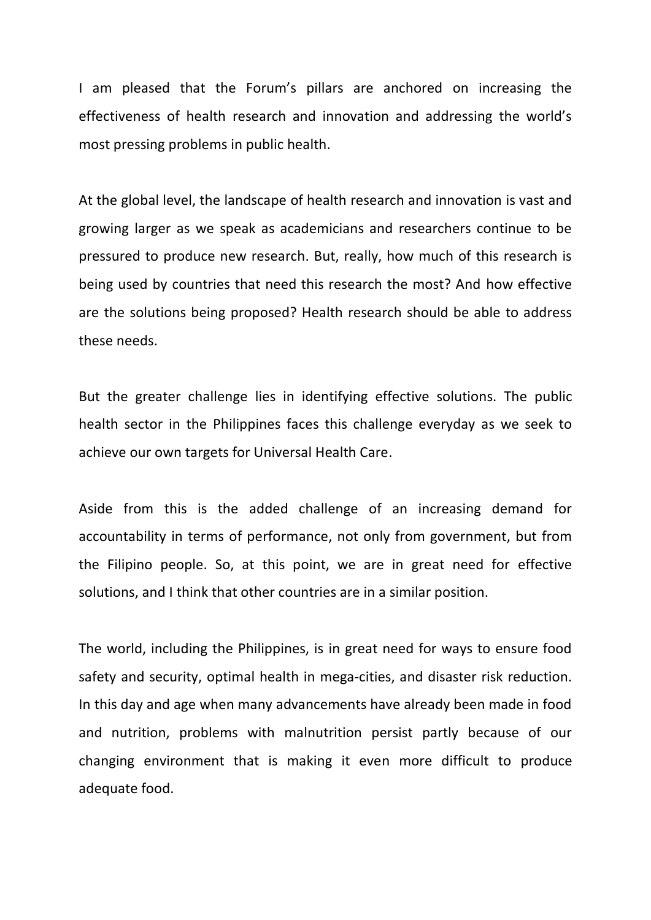I am pleased that the Forum's pillars are anchored on increasing the effectiveness of health research and innovation and addressing the world's most pressing problems in public health.

At the global level, the landscape of health research and innovation is vast and growing larger as we speak as academicians and researchers continue to be pressured to produce new research. But, really, how much of this research is being used by countries that need this research the most? And how effective are the solutions being proposed? Health research should be able to address these needs.

But the greater challenge lies in identifying effective solutions. The public health sector in the Philippines faces this challenge everyday as we seek to achieve our own targets for Universal Health Care.

Aside from this is the added challenge of an increasing demand for accountability in terms of performance, not only from government, but from the Filipino people. So, at this point, we are in great need for effective solutions, and I think that other countries are in a similar position.

The world, including the Philippines, is in great need for ways to ensure food safety and security, optimal health in mega-cities, and disaster risk reduction. In this day and age when many advancements have already been made in food and nutrition, problems with malnutrition persist partly because of our changing environment that is making it even more difficult to produce adequate food.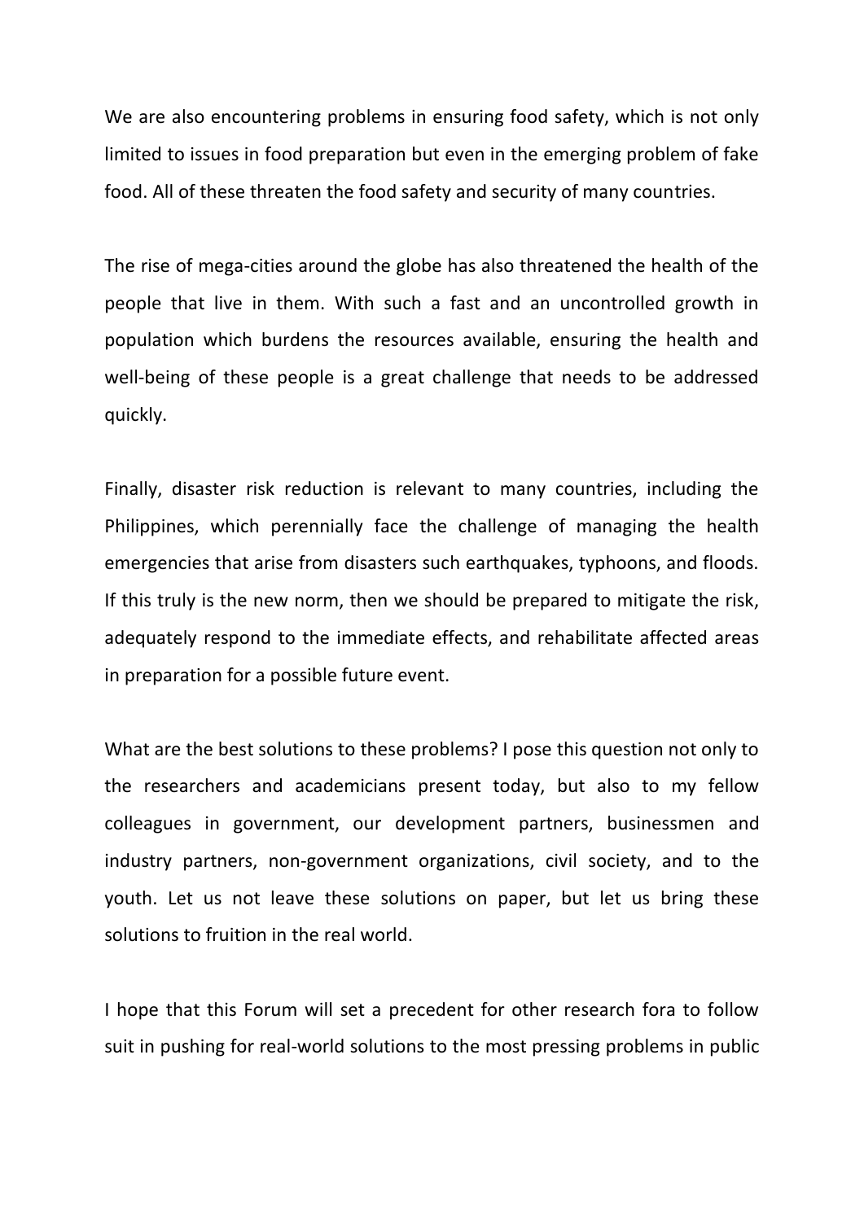We are also encountering problems in ensuring food safety, which is not only limited to issues in food preparation but even in the emerging problem of fake food. All of these threaten the food safety and security of many countries.

The rise of mega-cities around the globe has also threatened the health of the people that live in them. With such a fast and an uncontrolled growth in population which burdens the resources available, ensuring the health and well-being of these people is a great challenge that needs to be addressed quickly.

Finally, disaster risk reduction is relevant to many countries, including the Philippines, which perennially face the challenge of managing the health emergencies that arise from disasters such earthquakes, typhoons, and floods. If this truly is the new norm, then we should be prepared to mitigate the risk, adequately respond to the immediate effects, and rehabilitate affected areas in preparation for a possible future event.

What are the best solutions to these problems? I pose this question not only to the researchers and academicians present today, but also to my fellow colleagues in government, our development partners, businessmen and industry partners, non-government organizations, civil society, and to the youth. Let us not leave these solutions on paper, but let us bring these solutions to fruition in the real world.

I hope that this Forum will set a precedent for other research fora to follow suit in pushing for real-world solutions to the most pressing problems in public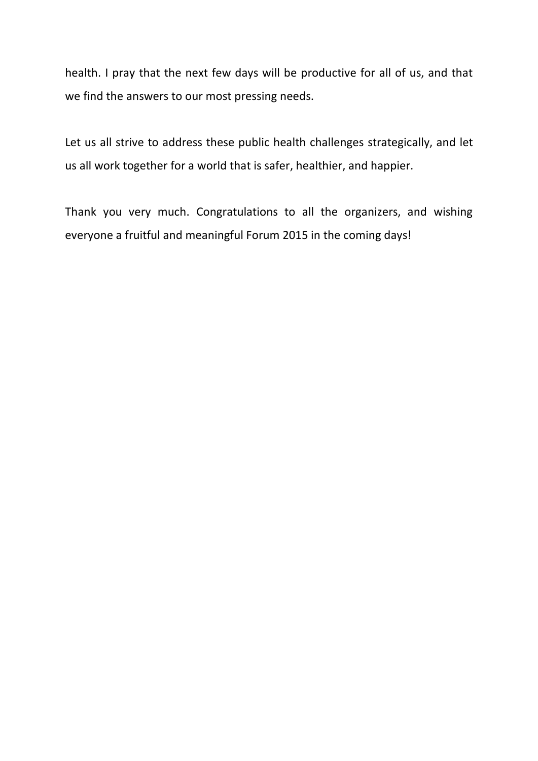health. I pray that the next few days will be productive for all of us, and that we find the answers to our most pressing needs.

Let us all strive to address these public health challenges strategically, and let us all work together for a world that is safer, healthier, and happier.

Thank you very much. Congratulations to all the organizers, and wishing everyone a fruitful and meaningful Forum 2015 in the coming days!